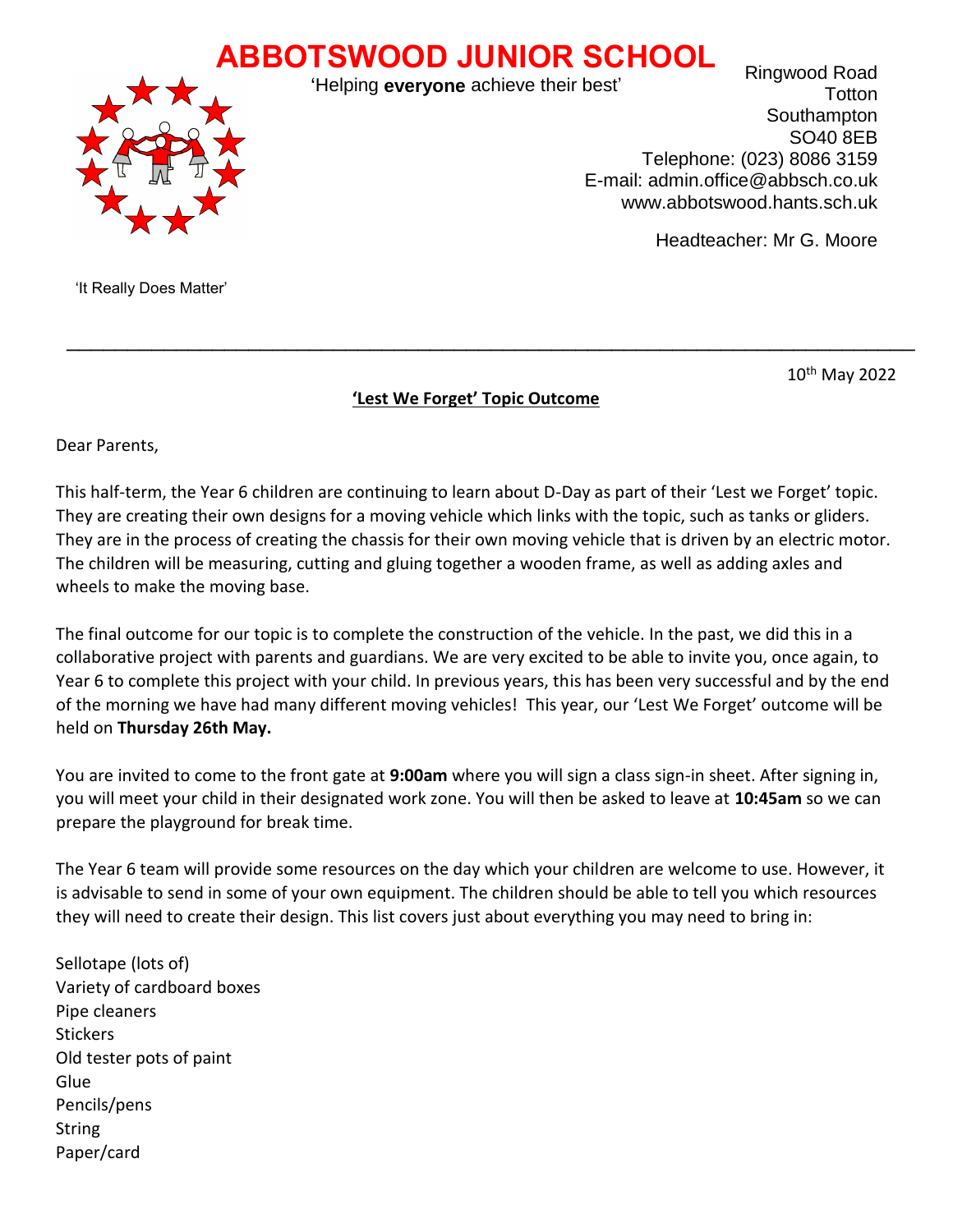# ABBOTSWOOD JUNIOR SCHOOL

'Helping **everyone** achieve their best'

Ringwood Road
Totton
Southampton
SO40 8EB
Telephone: (023) 8086 3159
E-mail: admin.office@abbsch.co.uk
www.abbotswood.hants.sch.uk

Headteacher: Mr G. Moore

'It Really Does Matter'

---

10th May 2022

**'Lest We Forget' Topic Outcome**

Dear Parents,

This half-term, the Year 6 children are continuing to learn about D-Day as part of their 'Lest we Forget' topic. They are creating their own designs for a moving vehicle which links with the topic, such as tanks or gliders. They are in the process of creating the chassis for their own moving vehicle that is driven by an electric motor. The children will be measuring, cutting and gluing together a wooden frame, as well as adding axles and wheels to make the moving base.

The final outcome for our topic is to complete the construction of the vehicle. In the past, we did this in a collaborative project with parents and guardians. We are very excited to be able to invite you, once again, to Year 6 to complete this project with your child. In previous years, this has been very successful and by the end of the morning we have had many different moving vehicles! This year, our 'Lest We Forget' outcome will be held on **Thursday 26th May.**

You are invited to come to the front gate at **9:00am** where you will sign a class sign-in sheet. After signing in, you will meet your child in their designated work zone. You will then be asked to leave at **10:45am** so we can prepare the playground for break time.

The Year 6 team will provide some resources on the day which your children are welcome to use. However, it is advisable to send in some of your own equipment. The children should be able to tell you which resources they will need to create their design. This list covers just about everything you may need to bring in:

Sellotape (lots of)
Variety of cardboard boxes
Pipe cleaners
Stickers
Old tester pots of paint
Glue
Pencils/pens
String
Paper/card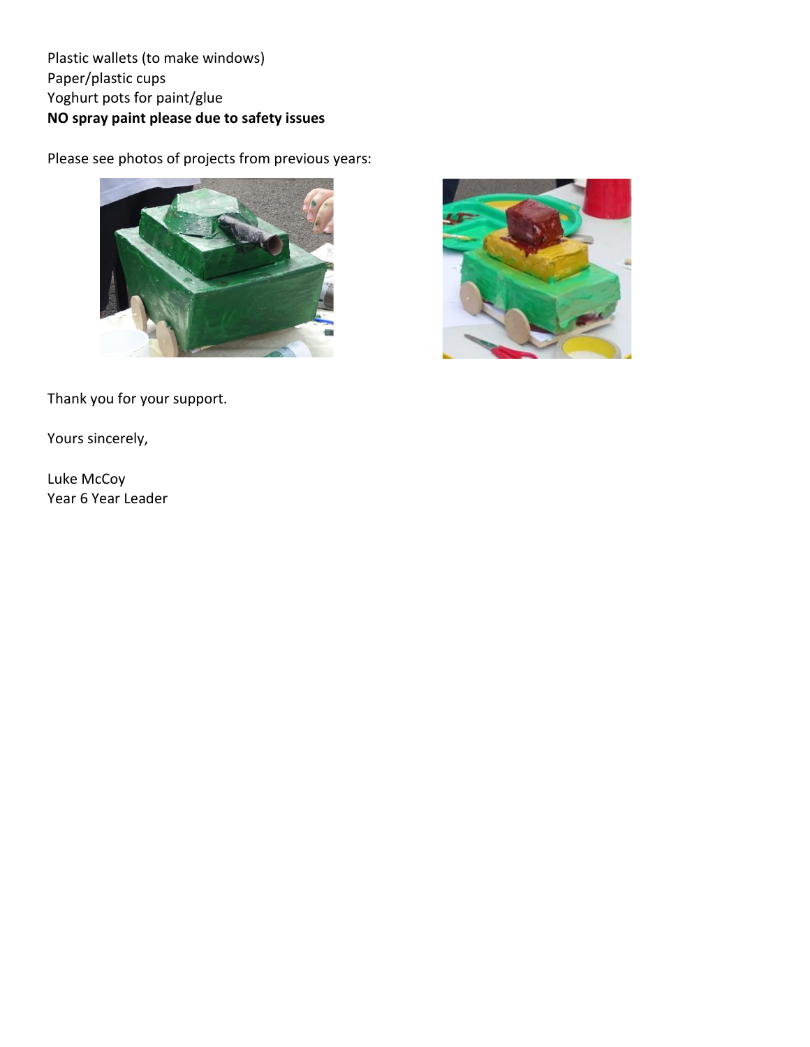Plastic wallets (to make windows)
Paper/plastic cups
Yoghurt pots for paint/glue
**NO spray paint please due to safety issues**

Please see photos of projects from previous years:

Thank you for your support.

Yours sincerely,

Luke McCoy
Year 6 Year Leader